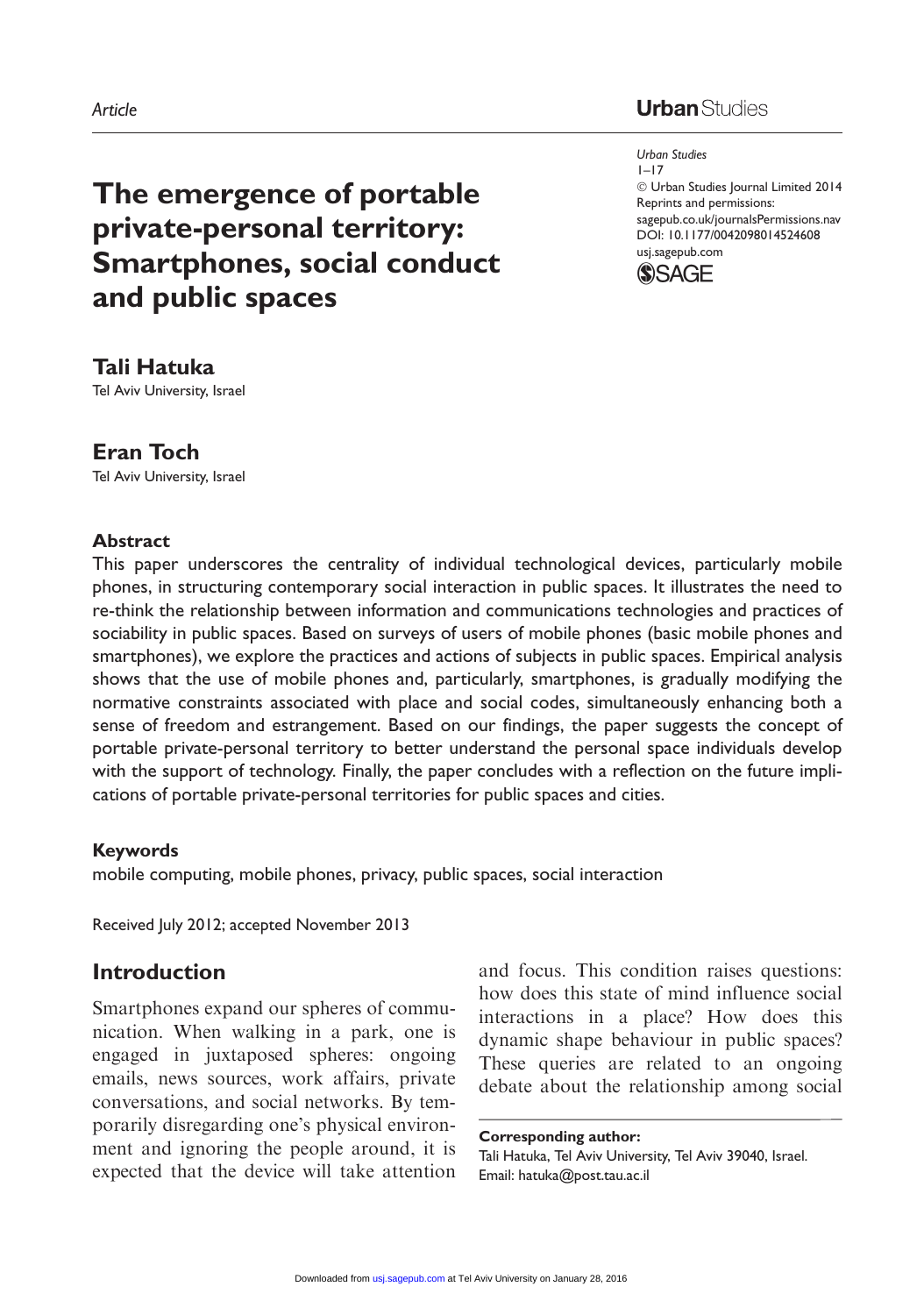*Article*

# The emergence of portable private-personal territory: Smartphones, social conduct and public spaces

*Urban Studies*
1–17
© Urban Studies Journal Limited 2014
Reprints and permissions:
sagepub.co.uk/journalsPermissions.nav
DOI: 10.1177/0042098014524608
usj.sagepub.com

**Tali Hatuka**
Tel Aviv University, Israel

**Eran Toch**
Tel Aviv University, Israel

### Abstract

This paper underscores the centrality of individual technological devices, particularly mobile phones, in structuring contemporary social interaction in public spaces. It illustrates the need to re-think the relationship between information and communications technologies and practices of sociability in public spaces. Based on surveys of users of mobile phones (basic mobile phones and smartphones), we explore the practices and actions of subjects in public spaces. Empirical analysis shows that the use of mobile phones and, particularly, smartphones, is gradually modifying the normative constraints associated with place and social codes, simultaneously enhancing both a sense of freedom and estrangement. Based on our findings, the paper suggests the concept of portable private-personal territory to better understand the personal space individuals develop with the support of technology. Finally, the paper concludes with a reflection on the future implications of portable private-personal territories for public spaces and cities.

### Keywords

mobile computing, mobile phones, privacy, public spaces, social interaction

Received July 2012; accepted November 2013

## Introduction

Smartphones expand our spheres of communication. When walking in a park, one is engaged in juxtaposed spheres: ongoing emails, news sources, work affairs, private conversations, and social networks. By temporarily disregarding one's physical environment and ignoring the people around, it is expected that the device will take attention and focus. This condition raises questions: how does this state of mind influence social interactions in a place? How does this dynamic shape behaviour in public spaces? These queries are related to an ongoing debate about the relationship among social

**Corresponding author:**
Tali Hatuka, Tel Aviv University, Tel Aviv 39040, Israel.
Email: hatuka@post.tau.ac.il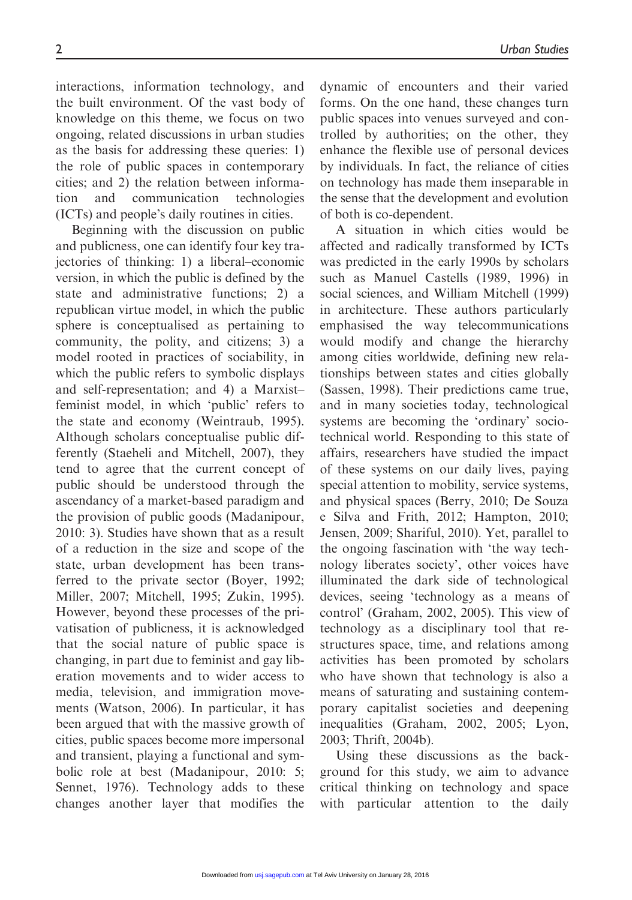interactions, information technology, and the built environment. Of the vast body of knowledge on this theme, we focus on two ongoing, related discussions in urban studies as the basis for addressing these queries: 1) the role of public spaces in contemporary cities; and 2) the relation between information and communication technologies (ICTs) and people's daily routines in cities.

Beginning with the discussion on public and publicness, one can identify four key trajectories of thinking: 1) a liberal–economic version, in which the public is defined by the state and administrative functions; 2) a republican virtue model, in which the public sphere is conceptualised as pertaining to community, the polity, and citizens; 3) a model rooted in practices of sociability, in which the public refers to symbolic displays and self-representation; and 4) a Marxist–feminist model, in which 'public' refers to the state and economy (Weintraub, 1995). Although scholars conceptualise public differently (Staeheli and Mitchell, 2007), they tend to agree that the current concept of public should be understood through the ascendancy of a market-based paradigm and the provision of public goods (Madanipour, 2010: 3). Studies have shown that as a result of a reduction in the size and scope of the state, urban development has been transferred to the private sector (Boyer, 1992; Miller, 2007; Mitchell, 1995; Zukin, 1995). However, beyond these processes of the privatisation of publicness, it is acknowledged that the social nature of public space is changing, in part due to feminist and gay liberation movements and to wider access to media, television, and immigration movements (Watson, 2006). In particular, it has been argued that with the massive growth of cities, public spaces become more impersonal and transient, playing a functional and symbolic role at best (Madanipour, 2010: 5; Sennet, 1976). Technology adds to these changes another layer that modifies the dynamic of encounters and their varied forms. On the one hand, these changes turn public spaces into venues surveyed and controlled by authorities; on the other, they enhance the flexible use of personal devices by individuals. In fact, the reliance of cities on technology has made them inseparable in the sense that the development and evolution of both is co-dependent.

A situation in which cities would be affected and radically transformed by ICTs was predicted in the early 1990s by scholars such as Manuel Castells (1989, 1996) in social sciences, and William Mitchell (1999) in architecture. These authors particularly emphasised the way telecommunications would modify and change the hierarchy among cities worldwide, defining new relationships between states and cities globally (Sassen, 1998). Their predictions came true, and in many societies today, technological systems are becoming the 'ordinary' socio-technical world. Responding to this state of affairs, researchers have studied the impact of these systems on our daily lives, paying special attention to mobility, service systems, and physical spaces (Berry, 2010; De Souza e Silva and Frith, 2012; Hampton, 2010; Jensen, 2009; Shariful, 2010). Yet, parallel to the ongoing fascination with 'the way technology liberates society', other voices have illuminated the dark side of technological devices, seeing 'technology as a means of control' (Graham, 2002, 2005). This view of technology as a disciplinary tool that restructures space, time, and relations among activities has been promoted by scholars who have shown that technology is also a means of saturating and sustaining contemporary capitalist societies and deepening inequalities (Graham, 2002, 2005; Lyon, 2003; Thrift, 2004b).

Using these discussions as the background for this study, we aim to advance critical thinking on technology and space with particular attention to the daily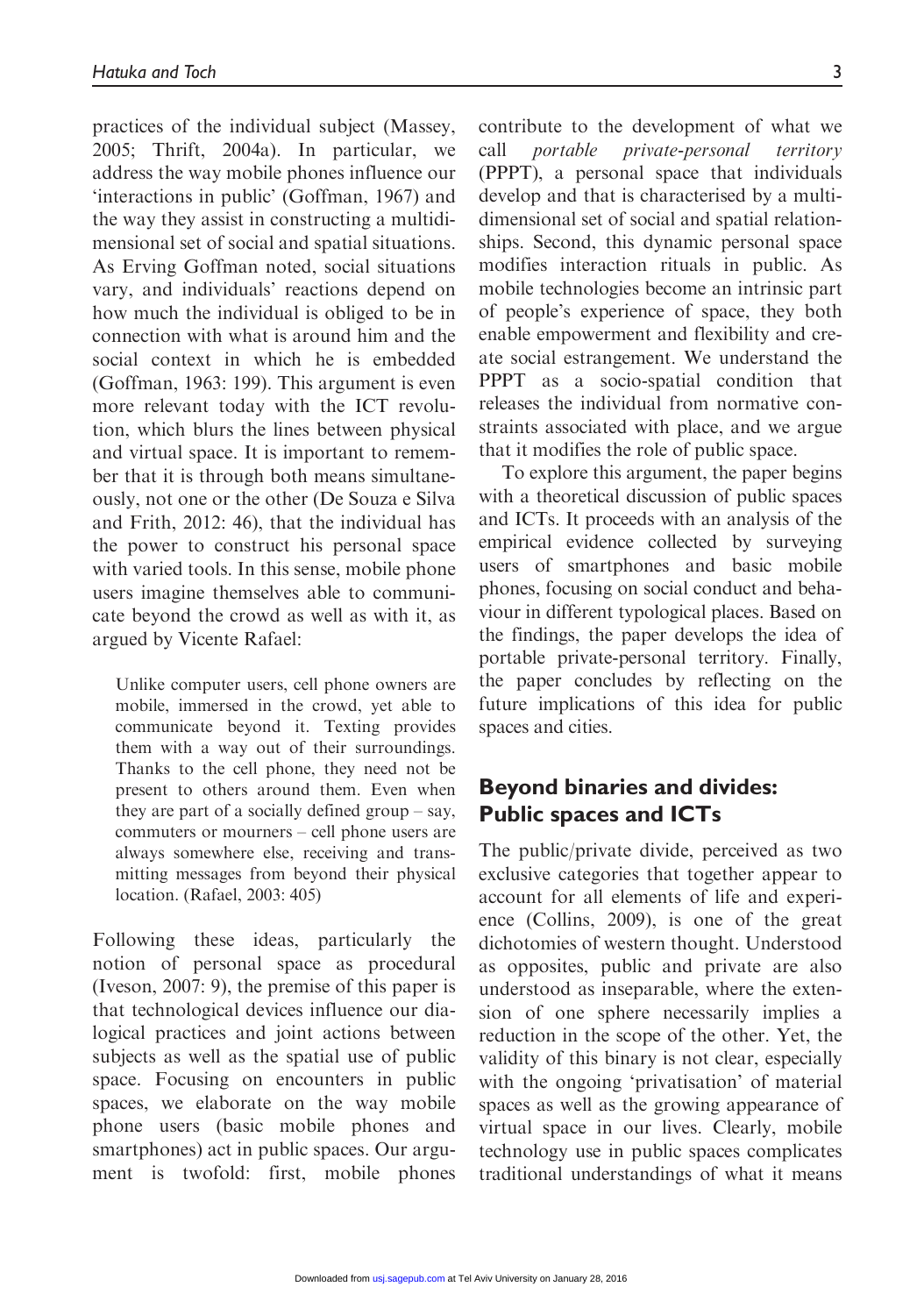practices of the individual subject (Massey, 2005; Thrift, 2004a). In particular, we address the way mobile phones influence our 'interactions in public' (Goffman, 1967) and the way they assist in constructing a multidimensional set of social and spatial situations. As Erving Goffman noted, social situations vary, and individuals' reactions depend on how much the individual is obliged to be in connection with what is around him and the social context in which he is embedded (Goffman, 1963: 199). This argument is even more relevant today with the ICT revolution, which blurs the lines between physical and virtual space. It is important to remember that it is through both means simultaneously, not one or the other (De Souza e Silva and Frith, 2012: 46), that the individual has the power to construct his personal space with varied tools. In this sense, mobile phone users imagine themselves able to communicate beyond the crowd as well as with it, as argued by Vicente Rafael:

> Unlike computer users, cell phone owners are mobile, immersed in the crowd, yet able to communicate beyond it. Texting provides them with a way out of their surroundings. Thanks to the cell phone, they need not be present to others around them. Even when they are part of a socially defined group – say, commuters or mourners – cell phone users are always somewhere else, receiving and transmitting messages from beyond their physical location. (Rafael, 2003: 405)

Following these ideas, particularly the notion of personal space as procedural (Iveson, 2007: 9), the premise of this paper is that technological devices influence our dialogical practices and joint actions between subjects as well as the spatial use of public space. Focusing on encounters in public spaces, we elaborate on the way mobile phone users (basic mobile phones and smartphones) act in public spaces. Our argument is twofold: first, mobile phones contribute to the development of what we call *portable private-personal territory* (PPPT), a personal space that individuals develop and that is characterised by a multidimensional set of social and spatial relationships. Second, this dynamic personal space modifies interaction rituals in public. As mobile technologies become an intrinsic part of people's experience of space, they both enable empowerment and flexibility and create social estrangement. We understand the PPPT as a socio-spatial condition that releases the individual from normative constraints associated with place, and we argue that it modifies the role of public space.

To explore this argument, the paper begins with a theoretical discussion of public spaces and ICTs. It proceeds with an analysis of the empirical evidence collected by surveying users of smartphones and basic mobile phones, focusing on social conduct and behaviour in different typological places. Based on the findings, the paper develops the idea of portable private-personal territory. Finally, the paper concludes by reflecting on the future implications of this idea for public spaces and cities.

## Beyond binaries and divides: Public spaces and ICTs

The public/private divide, perceived as two exclusive categories that together appear to account for all elements of life and experience (Collins, 2009), is one of the great dichotomies of western thought. Understood as opposites, public and private are also understood as inseparable, where the extension of one sphere necessarily implies a reduction in the scope of the other. Yet, the validity of this binary is not clear, especially with the ongoing 'privatisation' of material spaces as well as the growing appearance of virtual space in our lives. Clearly, mobile technology use in public spaces complicates traditional understandings of what it means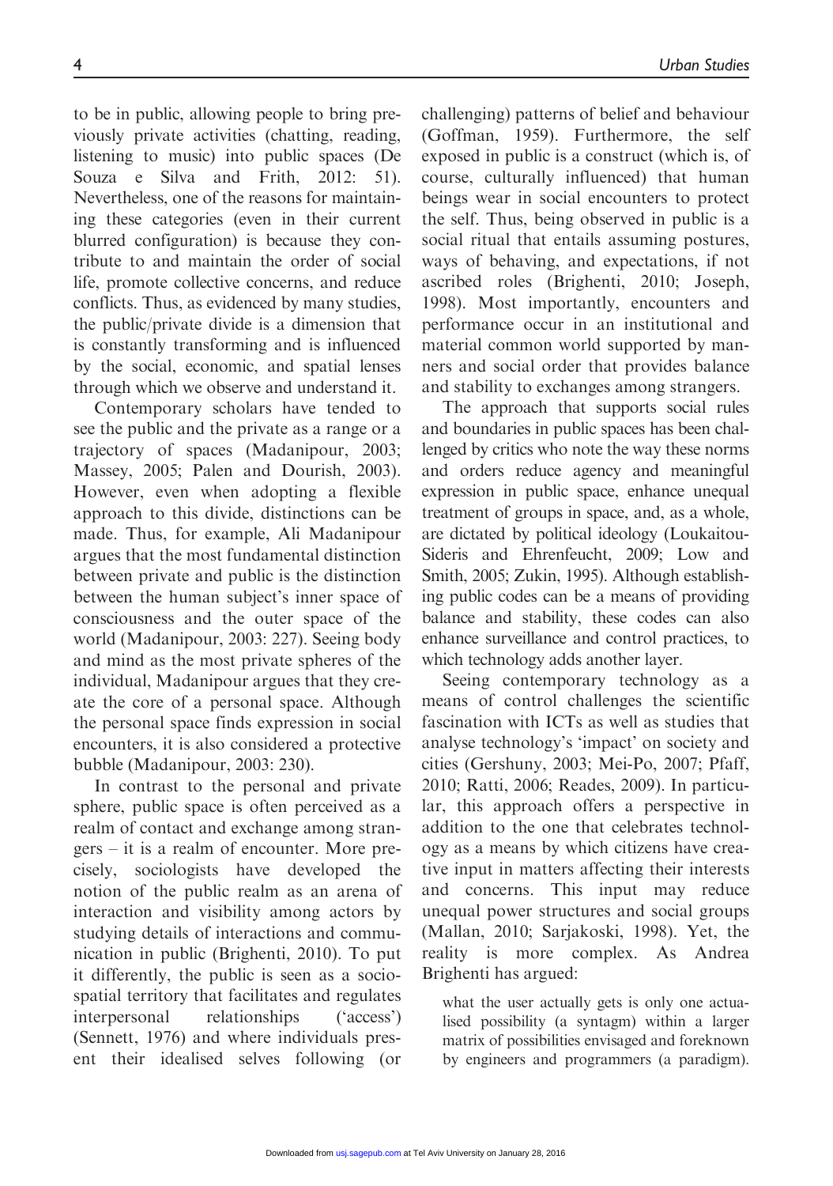to be in public, allowing people to bring previously private activities (chatting, reading, listening to music) into public spaces (De Souza e Silva and Frith, 2012: 51). Nevertheless, one of the reasons for maintaining these categories (even in their current blurred configuration) is because they contribute to and maintain the order of social life, promote collective concerns, and reduce conflicts. Thus, as evidenced by many studies, the public/private divide is a dimension that is constantly transforming and is influenced by the social, economic, and spatial lenses through which we observe and understand it.

Contemporary scholars have tended to see the public and the private as a range or a trajectory of spaces (Madanipour, 2003; Massey, 2005; Palen and Dourish, 2003). However, even when adopting a flexible approach to this divide, distinctions can be made. Thus, for example, Ali Madanipour argues that the most fundamental distinction between private and public is the distinction between the human subject's inner space of consciousness and the outer space of the world (Madanipour, 2003: 227). Seeing body and mind as the most private spheres of the individual, Madanipour argues that they create the core of a personal space. Although the personal space finds expression in social encounters, it is also considered a protective bubble (Madanipour, 2003: 230).

In contrast to the personal and private sphere, public space is often perceived as a realm of contact and exchange among strangers – it is a realm of encounter. More precisely, sociologists have developed the notion of the public realm as an arena of interaction and visibility among actors by studying details of interactions and communication in public (Brighenti, 2010). To put it differently, the public is seen as a socio-spatial territory that facilitates and regulates interpersonal relationships ('access') (Sennett, 1976) and where individuals present their idealised selves following (or challenging) patterns of belief and behaviour (Goffman, 1959). Furthermore, the self exposed in public is a construct (which is, of course, culturally influenced) that human beings wear in social encounters to protect the self. Thus, being observed in public is a social ritual that entails assuming postures, ways of behaving, and expectations, if not ascribed roles (Brighenti, 2010; Joseph, 1998). Most importantly, encounters and performance occur in an institutional and material common world supported by manners and social order that provides balance and stability to exchanges among strangers.

The approach that supports social rules and boundaries in public spaces has been challenged by critics who note the way these norms and orders reduce agency and meaningful expression in public space, enhance unequal treatment of groups in space, and, as a whole, are dictated by political ideology (Loukaitou-Sideris and Ehrenfeucht, 2009; Low and Smith, 2005; Zukin, 1995). Although establishing public codes can be a means of providing balance and stability, these codes can also enhance surveillance and control practices, to which technology adds another layer.

Seeing contemporary technology as a means of control challenges the scientific fascination with ICTs as well as studies that analyse technology's 'impact' on society and cities (Gershuny, 2003; Mei-Po, 2007; Pfaff, 2010; Ratti, 2006; Reades, 2009). In particular, this approach offers a perspective in addition to the one that celebrates technology as a means by which citizens have creative input in matters affecting their interests and concerns. This input may reduce unequal power structures and social groups (Mallan, 2010; Sarjakoski, 1998). Yet, the reality is more complex. As Andrea Brighenti has argued:

> what the user actually gets is only one actualised possibility (a syntagm) within a larger matrix of possibilities envisaged and foreknown by engineers and programmers (a paradigm).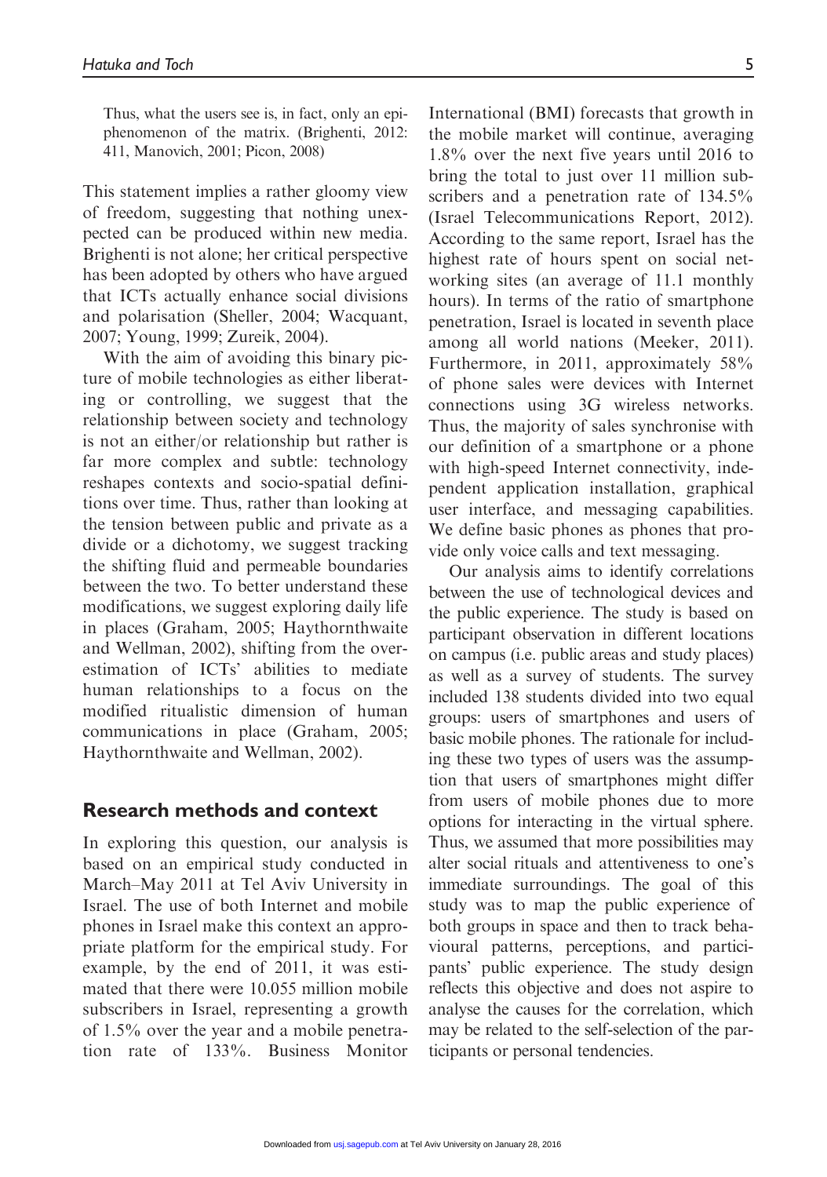Thus, what the users see is, in fact, only an epiphenomenon of the matrix. (Brighenti, 2012: 411, Manovich, 2001; Picon, 2008)

This statement implies a rather gloomy view of freedom, suggesting that nothing unexpected can be produced within new media. Brighenti is not alone; her critical perspective has been adopted by others who have argued that ICTs actually enhance social divisions and polarisation (Sheller, 2004; Wacquant, 2007; Young, 1999; Zureik, 2004).

With the aim of avoiding this binary picture of mobile technologies as either liberating or controlling, we suggest that the relationship between society and technology is not an either/or relationship but rather is far more complex and subtle: technology reshapes contexts and socio-spatial definitions over time. Thus, rather than looking at the tension between public and private as a divide or a dichotomy, we suggest tracking the shifting fluid and permeable boundaries between the two. To better understand these modifications, we suggest exploring daily life in places (Graham, 2005; Haythornthwaite and Wellman, 2002), shifting from the overestimation of ICTs' abilities to mediate human relationships to a focus on the modified ritualistic dimension of human communications in place (Graham, 2005; Haythornthwaite and Wellman, 2002).

## Research methods and context

In exploring this question, our analysis is based on an empirical study conducted in March–May 2011 at Tel Aviv University in Israel. The use of both Internet and mobile phones in Israel make this context an appropriate platform for the empirical study. For example, by the end of 2011, it was estimated that there were 10.055 million mobile subscribers in Israel, representing a growth of 1.5% over the year and a mobile penetration rate of 133%. Business Monitor International (BMI) forecasts that growth in the mobile market will continue, averaging 1.8% over the next five years until 2016 to bring the total to just over 11 million subscribers and a penetration rate of 134.5% (Israel Telecommunications Report, 2012). According to the same report, Israel has the highest rate of hours spent on social networking sites (an average of 11.1 monthly hours). In terms of the ratio of smartphone penetration, Israel is located in seventh place among all world nations (Meeker, 2011). Furthermore, in 2011, approximately 58% of phone sales were devices with Internet connections using 3G wireless networks. Thus, the majority of sales synchronise with our definition of a smartphone or a phone with high-speed Internet connectivity, independent application installation, graphical user interface, and messaging capabilities. We define basic phones as phones that provide only voice calls and text messaging.

Our analysis aims to identify correlations between the use of technological devices and the public experience. The study is based on participant observation in different locations on campus (i.e. public areas and study places) as well as a survey of students. The survey included 138 students divided into two equal groups: users of smartphones and users of basic mobile phones. The rationale for including these two types of users was the assumption that users of smartphones might differ from users of mobile phones due to more options for interacting in the virtual sphere. Thus, we assumed that more possibilities may alter social rituals and attentiveness to one's immediate surroundings. The goal of this study was to map the public experience of both groups in space and then to track behavioural patterns, perceptions, and participants' public experience. The study design reflects this objective and does not aspire to analyse the causes for the correlation, which may be related to the self-selection of the participants or personal tendencies.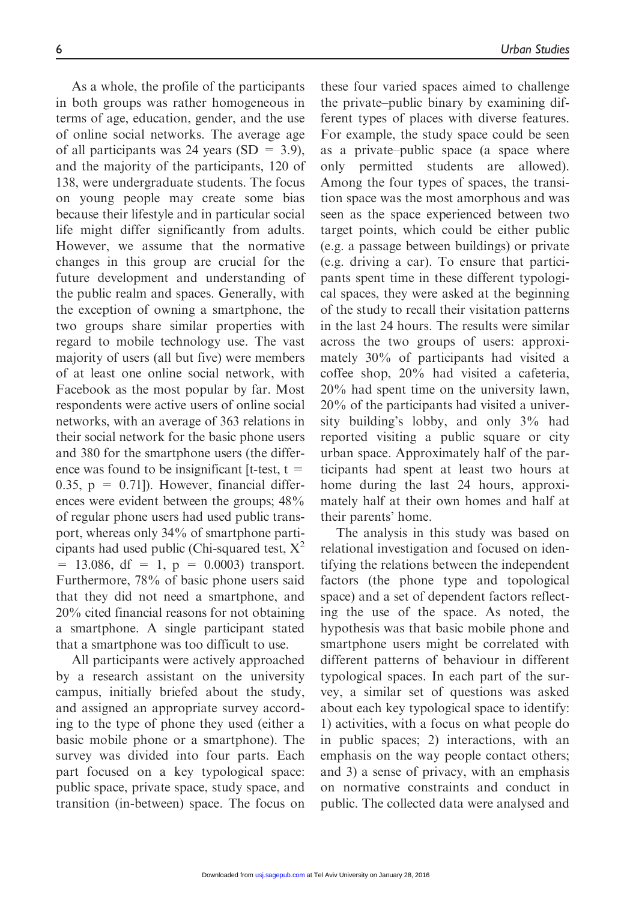As a whole, the profile of the participants in both groups was rather homogeneous in terms of age, education, gender, and the use of online social networks. The average age of all participants was 24 years (SD = 3.9), and the majority of the participants, 120 of 138, were undergraduate students. The focus on young people may create some bias because their lifestyle and in particular social life might differ significantly from adults. However, we assume that the normative changes in this group are crucial for the future development and understanding of the public realm and spaces. Generally, with the exception of owning a smartphone, the two groups share similar properties with regard to mobile technology use. The vast majority of users (all but five) were members of at least one online social network, with Facebook as the most popular by far. Most respondents were active users of online social networks, with an average of 363 relations in their social network for the basic phone users and 380 for the smartphone users (the difference was found to be insignificant [t-test, $t = 0.35$, $p = 0.71$]). However, financial differences were evident between the groups; 48% of regular phone users had used public transport, whereas only 34% of smartphone participants had used public (Chi-squared test, $X^2 = 13.086$, $df = 1$, $p = 0.0003$) transport. Furthermore, 78% of basic phone users said that they did not need a smartphone, and 20% cited financial reasons for not obtaining a smartphone. A single participant stated that a smartphone was too difficult to use.

All participants were actively approached by a research assistant on the university campus, initially briefed about the study, and assigned an appropriate survey according to the type of phone they used (either a basic mobile phone or a smartphone). The survey was divided into four parts. Each part focused on a key typological space: public space, private space, study space, and transition (in-between) space. The focus on these four varied spaces aimed to challenge the private–public binary by examining different types of places with diverse features. For example, the study space could be seen as a private–public space (a space where only permitted students are allowed). Among the four types of spaces, the transition space was the most amorphous and was seen as the space experienced between two target points, which could be either public (e.g. a passage between buildings) or private (e.g. driving a car). To ensure that participants spent time in these different typological spaces, they were asked at the beginning of the study to recall their visitation patterns in the last 24 hours. The results were similar across the two groups of users: approximately 30% of participants had visited a coffee shop, 20% had visited a cafeteria, 20% had spent time on the university lawn, 20% of the participants had visited a university building's lobby, and only 3% had reported visiting a public square or city urban space. Approximately half of the participants had spent at least two hours at home during the last 24 hours, approximately half at their own homes and half at their parents' home.

The analysis in this study was based on relational investigation and focused on identifying the relations between the independent factors (the phone type and topological space) and a set of dependent factors reflecting the use of the space. As noted, the hypothesis was that basic mobile phone and smartphone users might be correlated with different patterns of behaviour in different typological spaces. In each part of the survey, a similar set of questions was asked about each key typological space to identify: 1) activities, with a focus on what people do in public spaces; 2) interactions, with an emphasis on the way people contact others; and 3) a sense of privacy, with an emphasis on normative constraints and conduct in public. The collected data were analysed and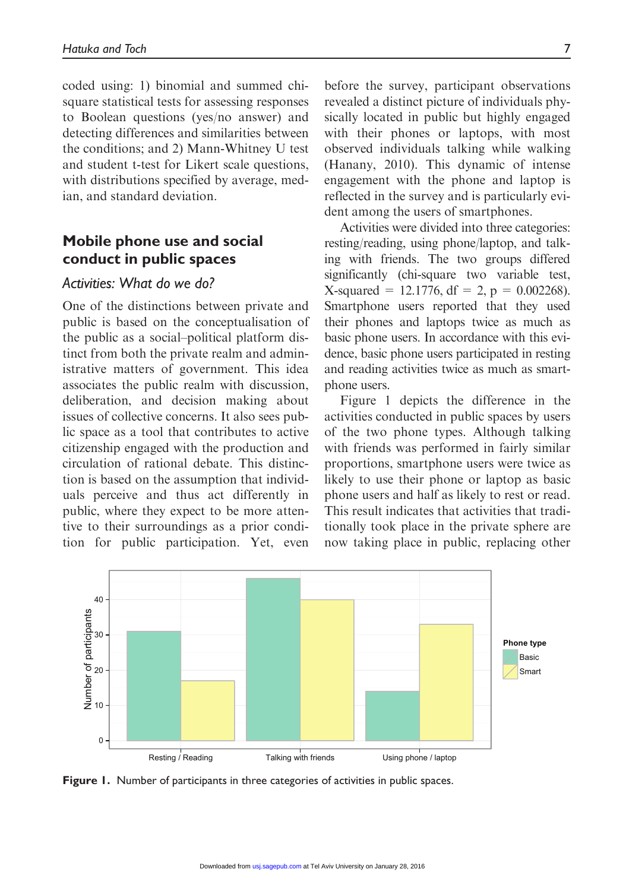coded using: 1) binomial and summed chi-square statistical tests for assessing responses to Boolean questions (yes/no answer) and detecting differences and similarities between the conditions; and 2) Mann-Whitney U test and student t-test for Likert scale questions, with distributions specified by average, median, and standard deviation.

## Mobile phone use and social conduct in public spaces

### *Activities: What do we do?*

One of the distinctions between private and public is based on the conceptualisation of the public as a social–political platform distinct from both the private realm and administrative matters of government. This idea associates the public realm with discussion, deliberation, and decision making about issues of collective concerns. It also sees public space as a tool that contributes to active citizenship engaged with the production and circulation of rational debate. This distinction is based on the assumption that individuals perceive and thus act differently in public, where they expect to be more attentive to their surroundings as a prior condition for public participation. Yet, even before the survey, participant observations revealed a distinct picture of individuals physically located in public but highly engaged with their phones or laptops, with most observed individuals talking while walking (Hanany, 2010). This dynamic of intense engagement with the phone and laptop is reflected in the survey and is particularly evident among the users of smartphones.

Activities were divided into three categories: resting/reading, using phone/laptop, and talking with friends. The two groups differed significantly (chi-square two variable test, X-squared = 12.1776, df = 2, p = 0.002268). Smartphone users reported that they used their phones and laptops twice as much as basic phone users. In accordance with this evidence, basic phone users participated in resting and reading activities twice as much as smartphone users.

Figure 1 depicts the difference in the activities conducted in public spaces by users of the two phone types. Although talking with friends was performed in fairly similar proportions, smartphone users were twice as likely to use their phone or laptop as basic phone users and half as likely to rest or read. This result indicates that activities that traditionally took place in the private sphere are now taking place in public, replacing other

Number of participants
0
10
20
30
40
Resting / Reading
Talking with friends
Using phone / laptop
Phone type
Basic
Smart

**Figure 1.** Number of participants in three categories of activities in public spaces.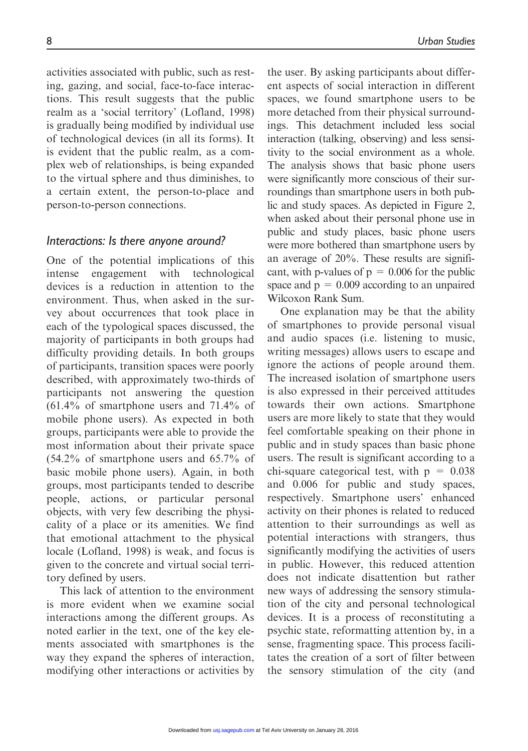activities associated with public, such as resting, gazing, and social, face-to-face interactions. This result suggests that the public realm as a 'social territory' (Lofland, 1998) is gradually being modified by individual use of technological devices (in all its forms). It is evident that the public realm, as a complex web of relationships, is being expanded to the virtual sphere and thus diminishes, to a certain extent, the person-to-place and person-to-person connections.

### *Interactions: Is there anyone around?*

One of the potential implications of this intense engagement with technological devices is a reduction in attention to the environment. Thus, when asked in the survey about occurrences that took place in each of the typological spaces discussed, the majority of participants in both groups had difficulty providing details. In both groups of participants, transition spaces were poorly described, with approximately two-thirds of participants not answering the question (61.4% of smartphone users and 71.4% of mobile phone users). As expected in both groups, participants were able to provide the most information about their private space (54.2% of smartphone users and 65.7% of basic mobile phone users). Again, in both groups, most participants tended to describe people, actions, or particular personal objects, with very few describing the physicality of a place or its amenities. We find that emotional attachment to the physical locale (Lofland, 1998) is weak, and focus is given to the concrete and virtual social territory defined by users.

This lack of attention to the environment is more evident when we examine social interactions among the different groups. As noted earlier in the text, one of the key elements associated with smartphones is the way they expand the spheres of interaction, modifying other interactions or activities by the user. By asking participants about different aspects of social interaction in different spaces, we found smartphone users to be more detached from their physical surroundings. This detachment included less social interaction (talking, observing) and less sensitivity to the social environment as a whole. The analysis shows that basic phone users were significantly more conscious of their surroundings than smartphone users in both public and study spaces. As depicted in Figure 2, when asked about their personal phone use in public and study places, basic phone users were more bothered than smartphone users by an average of 20%. These results are significant, with p-values of $p = 0.006$ for the public space and $p = 0.009$ according to an unpaired Wilcoxon Rank Sum.

One explanation may be that the ability of smartphones to provide personal visual and audio spaces (i.e. listening to music, writing messages) allows users to escape and ignore the actions of people around them. The increased isolation of smartphone users is also expressed in their perceived attitudes towards their own actions. Smartphone users are more likely to state that they would feel comfortable speaking on their phone in public and in study spaces than basic phone users. The result is significant according to a chi-square categorical test, with $p = 0.038$ and 0.006 for public and study spaces, respectively. Smartphone users' enhanced activity on their phones is related to reduced attention to their surroundings as well as potential interactions with strangers, thus significantly modifying the activities of users in public. However, this reduced attention does not indicate disattention but rather new ways of addressing the sensory stimulation of the city and personal technological devices. It is a process of reconstituting a psychic state, reformatting attention by, in a sense, fragmenting space. This process facilitates the creation of a sort of filter between the sensory stimulation of the city (and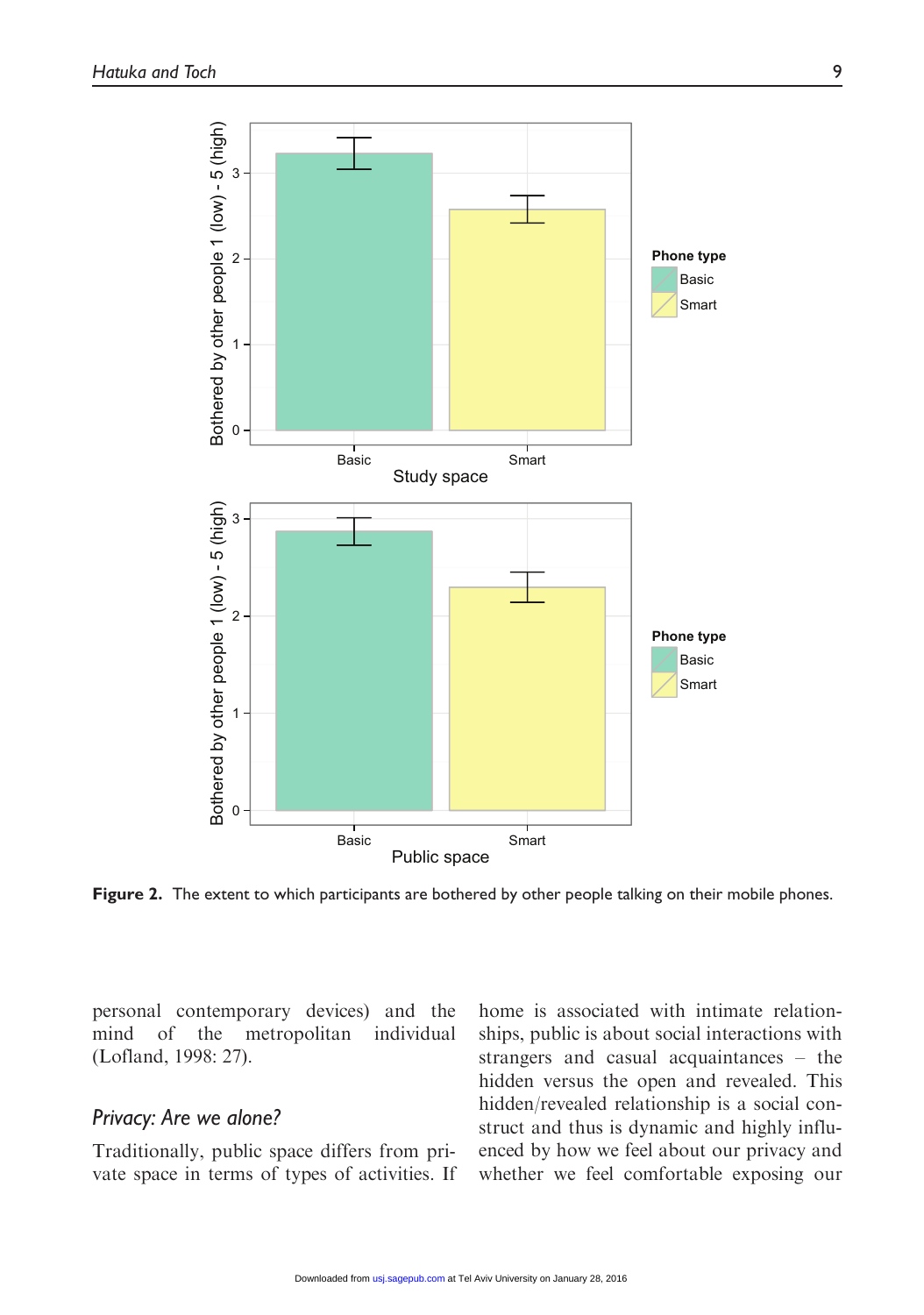**Figure 2.** The extent to which participants are bothered by other people talking on their mobile phones.

personal contemporary devices) and the mind of the metropolitan individual (Lofland, 1998: 27).

## *Privacy: Are we alone?*

Traditionally, public space differs from private space in terms of types of activities. If home is associated with intimate relationships, public is about social interactions with strangers and casual acquaintances – the hidden versus the open and revealed. This hidden/revealed relationship is a social construct and thus is dynamic and highly influenced by how we feel about our privacy and whether we feel comfortable exposing our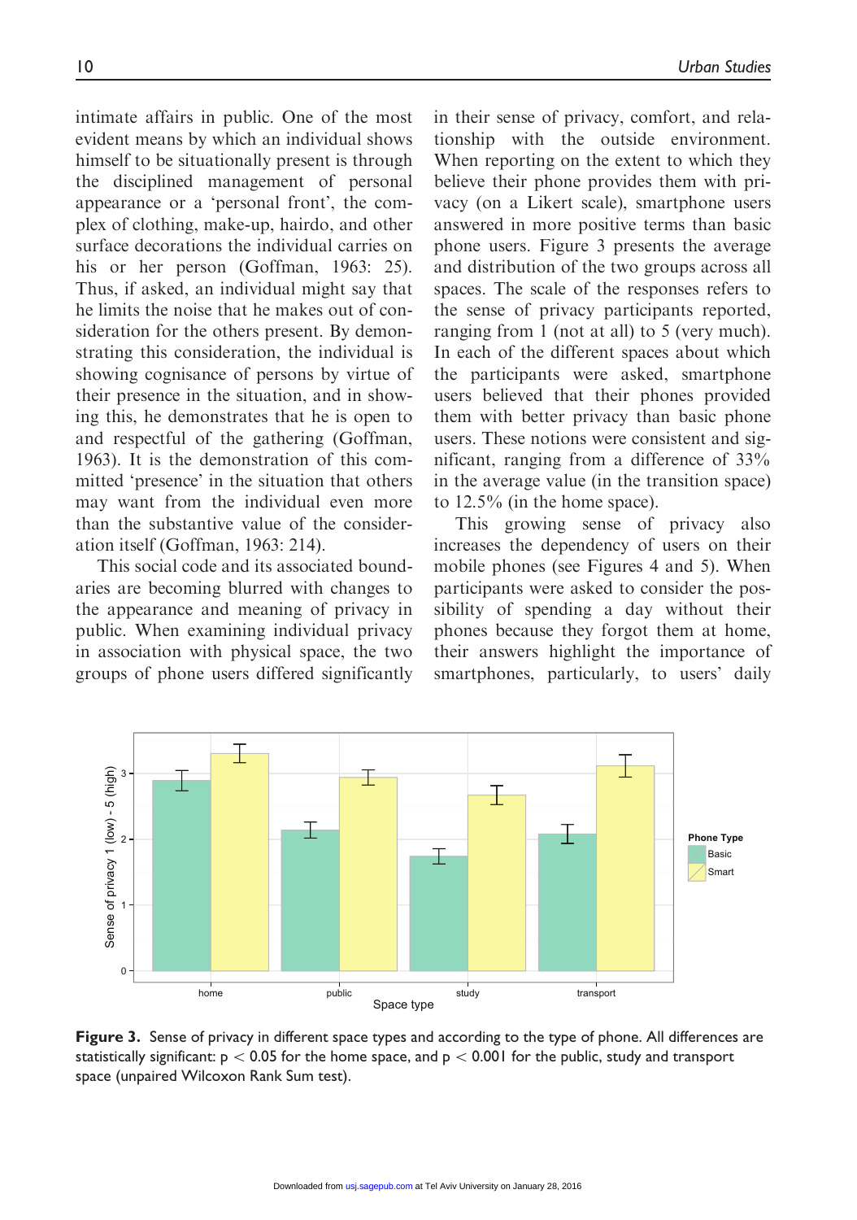intimate affairs in public. One of the most evident means by which an individual shows himself to be situationally present is through the disciplined management of personal appearance or a 'personal front', the complex of clothing, make-up, hairdo, and other surface decorations the individual carries on his or her person (Goffman, 1963: 25). Thus, if asked, an individual might say that he limits the noise that he makes out of consideration for the others present. By demonstrating this consideration, the individual is showing cognisance of persons by virtue of their presence in the situation, and in showing this, he demonstrates that he is open to and respectful of the gathering (Goffman, 1963). It is the demonstration of this committed 'presence' in the situation that others may want from the individual even more than the substantive value of the consideration itself (Goffman, 1963: 214).

This social code and its associated boundaries are becoming blurred with changes to the appearance and meaning of privacy in public. When examining individual privacy in association with physical space, the two groups of phone users differed significantly in their sense of privacy, comfort, and relationship with the outside environment. When reporting on the extent to which they believe their phone provides them with privacy (on a Likert scale), smartphone users answered in more positive terms than basic phone users. Figure 3 presents the average and distribution of the two groups across all spaces. The scale of the responses refers to the sense of privacy participants reported, ranging from 1 (not at all) to 5 (very much). In each of the different spaces about which the participants were asked, smartphone users believed that their phones provided them with better privacy than basic phone users. These notions were consistent and significant, ranging from a difference of 33% in the average value (in the transition space) to 12.5% (in the home space).

This growing sense of privacy also increases the dependency of users on their mobile phones (see Figures 4 and 5). When participants were asked to consider the possibility of spending a day without their phones because they forgot them at home, their answers highlight the importance of smartphones, particularly, to users' daily

**Figure 3.** Sense of privacy in different space types and according to the type of phone. All differences are statistically significant: $p < 0.05$ for the home space, and $p < 0.001$ for the public, study and transport space (unpaired Wilcoxon Rank Sum test).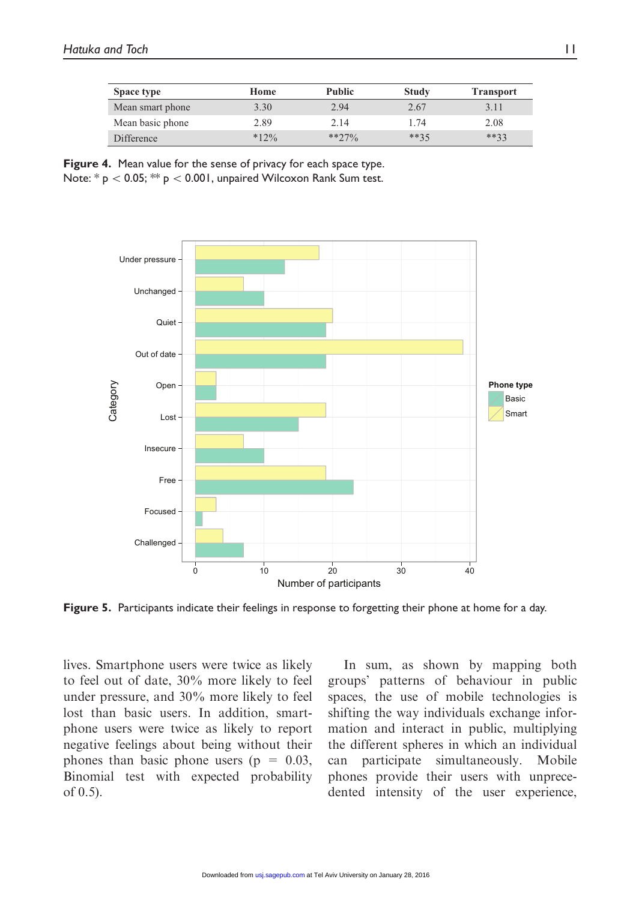| Space type | Home | Public | Study | Transport |
| --- | --- | --- | --- | --- |
| Mean smart phone | 3.30 | 2.94 | 2.67 | 3.11 |
| Mean basic phone | 2.89 | 2.14 | 1.74 | 2.08 |
| Difference | *12% | **27% | **35 | **33 |

**Figure 4.** Mean value for the sense of privacy for each space type.
Note: * $p < 0.05$; ** $p < 0.001$, unpaired Wilcoxon Rank Sum test.

**Figure 5.** Participants indicate their feelings in response to forgetting their phone at home for a day.

lives. Smartphone users were twice as likely to feel out of date, 30% more likely to feel under pressure, and 30% more likely to feel lost than basic users. In addition, smartphone users were twice as likely to report negative feelings about being without their phones than basic phone users ($p = 0.03$, Binomial test with expected probability of 0.5).

In sum, as shown by mapping both groups' patterns of behaviour in public spaces, the use of mobile technologies is shifting the way individuals exchange information and interact in public, multiplying the different spheres in which an individual can participate simultaneously. Mobile phones provide their users with unprecedented intensity of the user experience,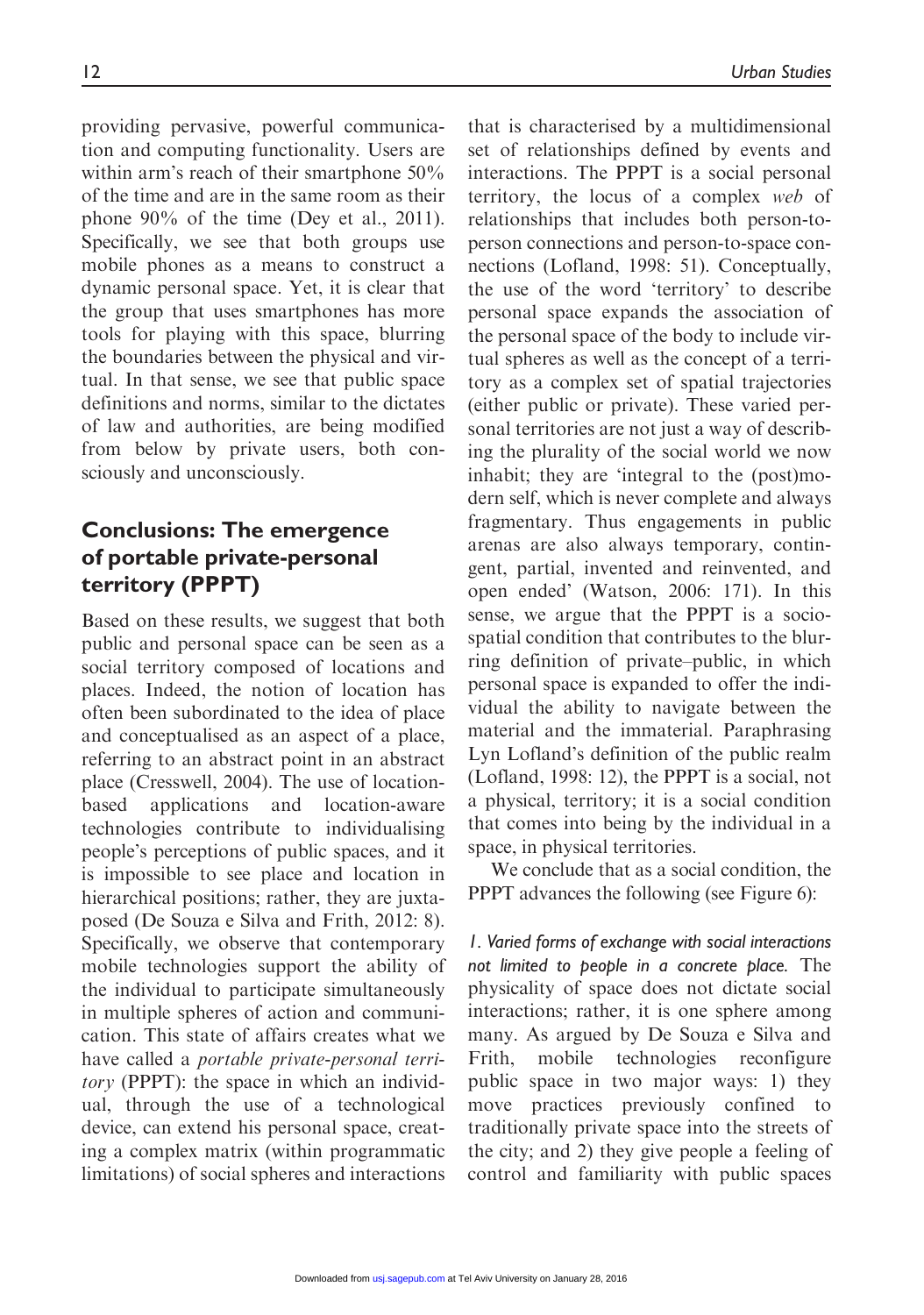providing pervasive, powerful communication and computing functionality. Users are within arm's reach of their smartphone 50% of the time and are in the same room as their phone 90% of the time (Dey et al., 2011). Specifically, we see that both groups use mobile phones as a means to construct a dynamic personal space. Yet, it is clear that the group that uses smartphones has more tools for playing with this space, blurring the boundaries between the physical and virtual. In that sense, we see that public space definitions and norms, similar to the dictates of law and authorities, are being modified from below by private users, both consciously and unconsciously.

## Conclusions: The emergence of portable private-personal territory (PPPT)

Based on these results, we suggest that both public and personal space can be seen as a social territory composed of locations and places. Indeed, the notion of location has often been subordinated to the idea of place and conceptualised as an aspect of a place, referring to an abstract point in an abstract place (Cresswell, 2004). The use of location-based applications and location-aware technologies contribute to individualising people's perceptions of public spaces, and it is impossible to see place and location in hierarchical positions; rather, they are juxtaposed (De Souza e Silva and Frith, 2012: 8). Specifically, we observe that contemporary mobile technologies support the ability of the individual to participate simultaneously in multiple spheres of action and communication. This state of affairs creates what we have called a *portable private-personal territory* (PPPT): the space in which an individual, through the use of a technological device, can extend his personal space, creating a complex matrix (within programmatic limitations) of social spheres and interactions that is characterised by a multidimensional set of relationships defined by events and interactions. The PPPT is a social personal territory, the locus of a complex *web* of relationships that includes both person-to-person connections and person-to-space connections (Lofland, 1998: 51). Conceptually, the use of the word 'territory' to describe personal space expands the association of the personal space of the body to include virtual spheres as well as the concept of a territory as a complex set of spatial trajectories (either public or private). These varied personal territories are not just a way of describing the plurality of the social world we now inhabit; they are 'integral to the (post)modern self, which is never complete and always fragmentary. Thus engagements in public arenas are also always temporary, contingent, partial, invented and reinvented, and open ended' (Watson, 2006: 171). In this sense, we argue that the PPPT is a socio-spatial condition that contributes to the blurring definition of private–public, in which personal space is expanded to offer the individual the ability to navigate between the material and the immaterial. Paraphrasing Lyn Lofland's definition of the public realm (Lofland, 1998: 12), the PPPT is a social, not a physical, territory; it is a social condition that comes into being by the individual in a space, in physical territories.

We conclude that as a social condition, the PPPT advances the following (see Figure 6):

*1. Varied forms of exchange with social interactions not limited to people in a concrete place.* The physicality of space does not dictate social interactions; rather, it is one sphere among many. As argued by De Souza e Silva and Frith, mobile technologies reconfigure public space in two major ways: 1) they move practices previously confined to traditionally private space into the streets of the city; and 2) they give people a feeling of control and familiarity with public spaces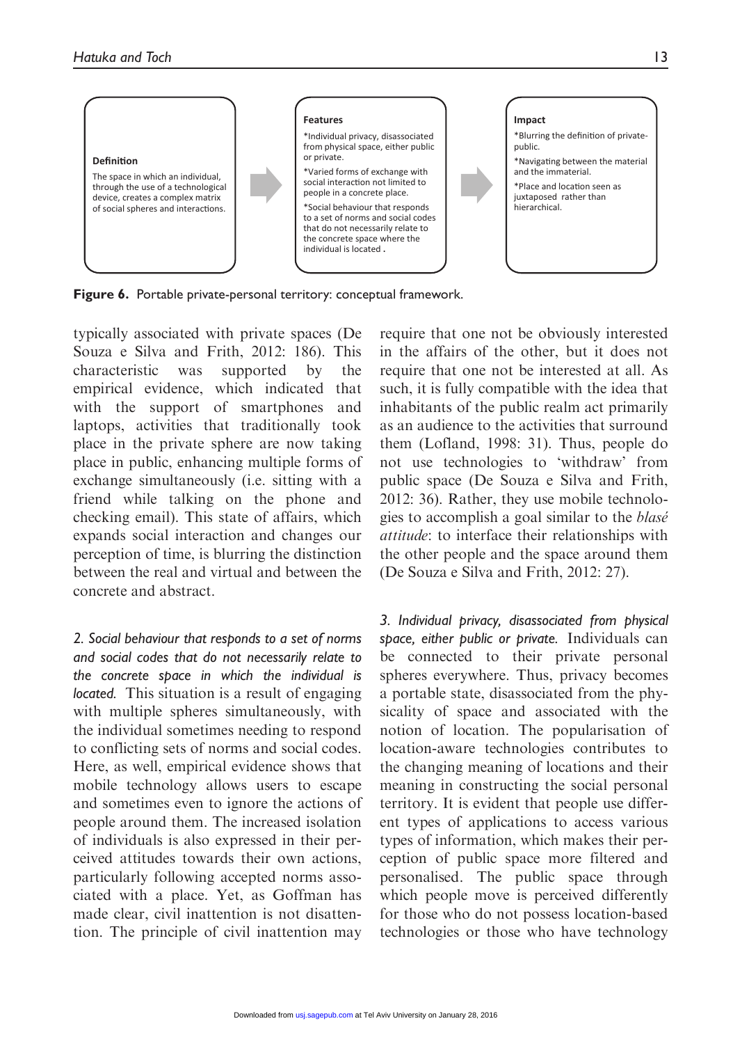**Definition**

The space in which an individual, through the use of a technological device, creates a complex matrix of social spheres and interactions.

**Features**

*Individual privacy, disassociated from physical space, either public or private.

*Varied forms of exchange with social interaction not limited to people in a concrete place.

*Social behaviour that responds to a set of norms and social codes that do not necessarily relate to the concrete space where the individual is located.

**Impact**

*Blurring the definition of private-public.

*Navigating between the material and the immaterial.

*Place and location seen as juxtaposed rather than hierarchical.

**Figure 6.** Portable private-personal territory: conceptual framework.

typically associated with private spaces (De Souza e Silva and Frith, 2012: 186). This characteristic was supported by the empirical evidence, which indicated that with the support of smartphones and laptops, activities that traditionally took place in the private sphere are now taking place in public, enhancing multiple forms of exchange simultaneously (i.e. sitting with a friend while talking on the phone and checking email). This state of affairs, which expands social interaction and changes our perception of time, is blurring the distinction between the real and virtual and between the concrete and abstract.

*2. Social behaviour that responds to a set of norms and social codes that do not necessarily relate to the concrete space in which the individual is located.* This situation is a result of engaging with multiple spheres simultaneously, with the individual sometimes needing to respond to conflicting sets of norms and social codes. Here, as well, empirical evidence shows that mobile technology allows users to escape and sometimes even to ignore the actions of people around them. The increased isolation of individuals is also expressed in their perceived attitudes towards their own actions, particularly following accepted norms associated with a place. Yet, as Goffman has made clear, civil inattention is not disattention. The principle of civil inattention may require that one not be obviously interested in the affairs of the other, but it does not require that one not be interested at all. As such, it is fully compatible with the idea that inhabitants of the public realm act primarily as an audience to the activities that surround them (Lofland, 1998: 31). Thus, people do not use technologies to 'withdraw' from public space (De Souza e Silva and Frith, 2012: 36). Rather, they use mobile technologies to accomplish a goal similar to the *blasé attitude*: to interface their relationships with the other people and the space around them (De Souza e Silva and Frith, 2012: 27).

*3. Individual privacy, disassociated from physical space, either public or private.* Individuals can be connected to their private personal spheres everywhere. Thus, privacy becomes a portable state, disassociated from the physicality of space and associated with the notion of location. The popularisation of location-aware technologies contributes to the changing meaning of locations and their meaning in constructing the social personal territory. It is evident that people use different types of applications to access various types of information, which makes their perception of public space more filtered and personalised. The public space through which people move is perceived differently for those who do not possess location-based technologies or those who have technology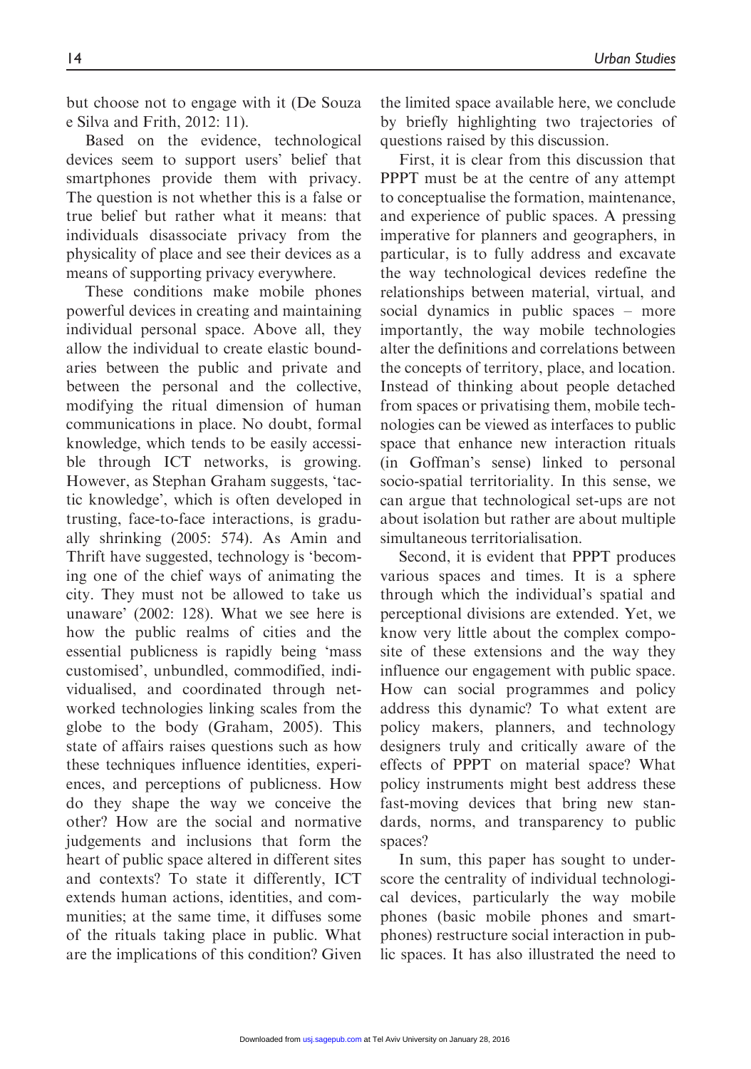but choose not to engage with it (De Souza e Silva and Frith, 2012: 11).

Based on the evidence, technological devices seem to support users' belief that smartphones provide them with privacy. The question is not whether this is a false or true belief but rather what it means: that individuals disassociate privacy from the physicality of place and see their devices as a means of supporting privacy everywhere.

These conditions make mobile phones powerful devices in creating and maintaining individual personal space. Above all, they allow the individual to create elastic boundaries between the public and private and between the personal and the collective, modifying the ritual dimension of human communications in place. No doubt, formal knowledge, which tends to be easily accessible through ICT networks, is growing. However, as Stephan Graham suggests, 'tactic knowledge', which is often developed in trusting, face-to-face interactions, is gradually shrinking (2005: 574). As Amin and Thrift have suggested, technology is 'becoming one of the chief ways of animating the city. They must not be allowed to take us unaware' (2002: 128). What we see here is how the public realms of cities and the essential publicness is rapidly being 'mass customised', unbundled, commodified, individualised, and coordinated through networked technologies linking scales from the globe to the body (Graham, 2005). This state of affairs raises questions such as how these techniques influence identities, experiences, and perceptions of publicness. How do they shape the way we conceive the other? How are the social and normative judgements and inclusions that form the heart of public space altered in different sites and contexts? To state it differently, ICT extends human actions, identities, and communities; at the same time, it diffuses some of the rituals taking place in public. What are the implications of this condition? Given the limited space available here, we conclude by briefly highlighting two trajectories of questions raised by this discussion.

First, it is clear from this discussion that PPPT must be at the centre of any attempt to conceptualise the formation, maintenance, and experience of public spaces. A pressing imperative for planners and geographers, in particular, is to fully address and excavate the way technological devices redefine the relationships between material, virtual, and social dynamics in public spaces – more importantly, the way mobile technologies alter the definitions and correlations between the concepts of territory, place, and location. Instead of thinking about people detached from spaces or privatising them, mobile technologies can be viewed as interfaces to public space that enhance new interaction rituals (in Goffman's sense) linked to personal socio-spatial territoriality. In this sense, we can argue that technological set-ups are not about isolation but rather are about multiple simultaneous territorialisation.

Second, it is evident that PPPT produces various spaces and times. It is a sphere through which the individual's spatial and perceptional divisions are extended. Yet, we know very little about the complex composite of these extensions and the way they influence our engagement with public space. How can social programmes and policy address this dynamic? To what extent are policy makers, planners, and technology designers truly and critically aware of the effects of PPPT on material space? What policy instruments might best address these fast-moving devices that bring new standards, norms, and transparency to public spaces?

In sum, this paper has sought to underscore the centrality of individual technological devices, particularly the way mobile phones (basic mobile phones and smartphones) restructure social interaction in public spaces. It has also illustrated the need to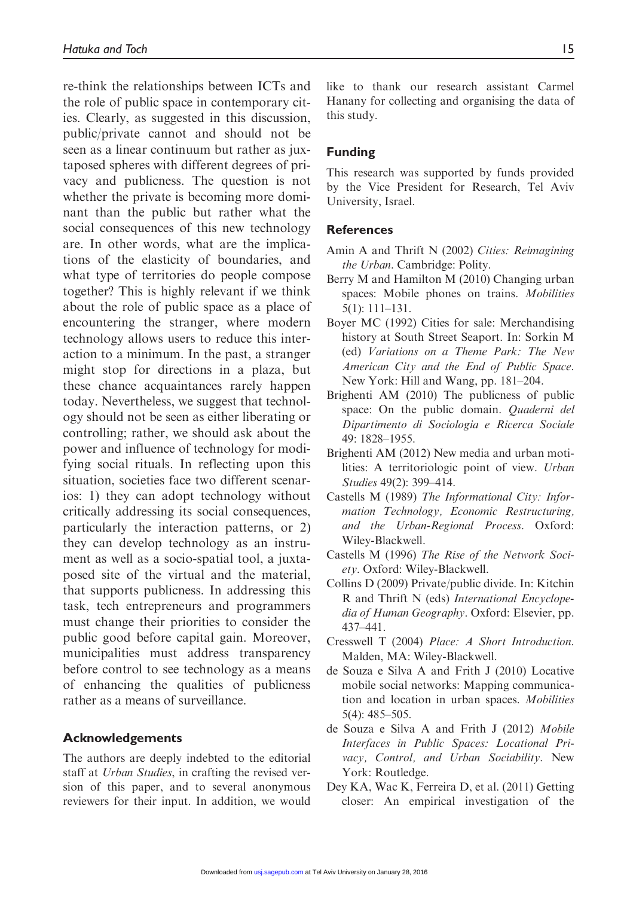re-think the relationships between ICTs and the role of public space in contemporary cities. Clearly, as suggested in this discussion, public/private cannot and should not be seen as a linear continuum but rather as juxtaposed spheres with different degrees of privacy and publicness. The question is not whether the private is becoming more dominant than the public but rather what the social consequences of this new technology are. In other words, what are the implications of the elasticity of boundaries, and what type of territories do people compose together? This is highly relevant if we think about the role of public space as a place of encountering the stranger, where modern technology allows users to reduce this interaction to a minimum. In the past, a stranger might stop for directions in a plaza, but these chance acquaintances rarely happen today. Nevertheless, we suggest that technology should not be seen as either liberating or controlling; rather, we should ask about the power and influence of technology for modifying social rituals. In reflecting upon this situation, societies face two different scenarios: 1) they can adopt technology without critically addressing its social consequences, particularly the interaction patterns, or 2) they can develop technology as an instrument as well as a socio-spatial tool, a juxtaposed site of the virtual and the material, that supports publicness. In addressing this task, tech entrepreneurs and programmers must change their priorities to consider the public good before capital gain. Moreover, municipalities must address transparency before control to see technology as a means of enhancing the qualities of publicness rather as a means of surveillance.

## Acknowledgements

The authors are deeply indebted to the editorial staff at *Urban Studies*, in crafting the revised version of this paper, and to several anonymous reviewers for their input. In addition, we would like to thank our research assistant Carmel Hanany for collecting and organising the data of this study.

## Funding

This research was supported by funds provided by the Vice President for Research, Tel Aviv University, Israel.

## References

Amin A and Thrift N (2002) *Cities: Reimagining the Urban*. Cambridge: Polity.

Berry M and Hamilton M (2010) Changing urban spaces: Mobile phones on trains. *Mobilities* 5(1): 111–131.

Boyer MC (1992) Cities for sale: Merchandising history at South Street Seaport. In: Sorkin M (ed) *Variations on a Theme Park: The New American City and the End of Public Space*. New York: Hill and Wang, pp. 181–204.

Brighenti AM (2010) The publicness of public space: On the public domain. *Quaderni del Dipartimento di Sociologia e Ricerca Sociale* 49: 1828–1955.

Brighenti AM (2012) New media and urban motilities: A territoriologic point of view. *Urban Studies* 49(2): 399–414.

Castells M (1989) *The Informational City: Information Technology, Economic Restructuring, and the Urban-Regional Process*. Oxford: Wiley-Blackwell.

Castells M (1996) *The Rise of the Network Society*. Oxford: Wiley-Blackwell.

Collins D (2009) Private/public divide. In: Kitchin R and Thrift N (eds) *International Encyclopedia of Human Geography*. Oxford: Elsevier, pp. 437–441.

Cresswell T (2004) *Place: A Short Introduction*. Malden, MA: Wiley-Blackwell.

de Souza e Silva A and Frith J (2010) Locative mobile social networks: Mapping communication and location in urban spaces. *Mobilities* 5(4): 485–505.

de Souza e Silva A and Frith J (2012) *Mobile Interfaces in Public Spaces: Locational Privacy, Control, and Urban Sociability*. New York: Routledge.

Dey KA, Wac K, Ferreira D, et al. (2011) Getting closer: An empirical investigation of the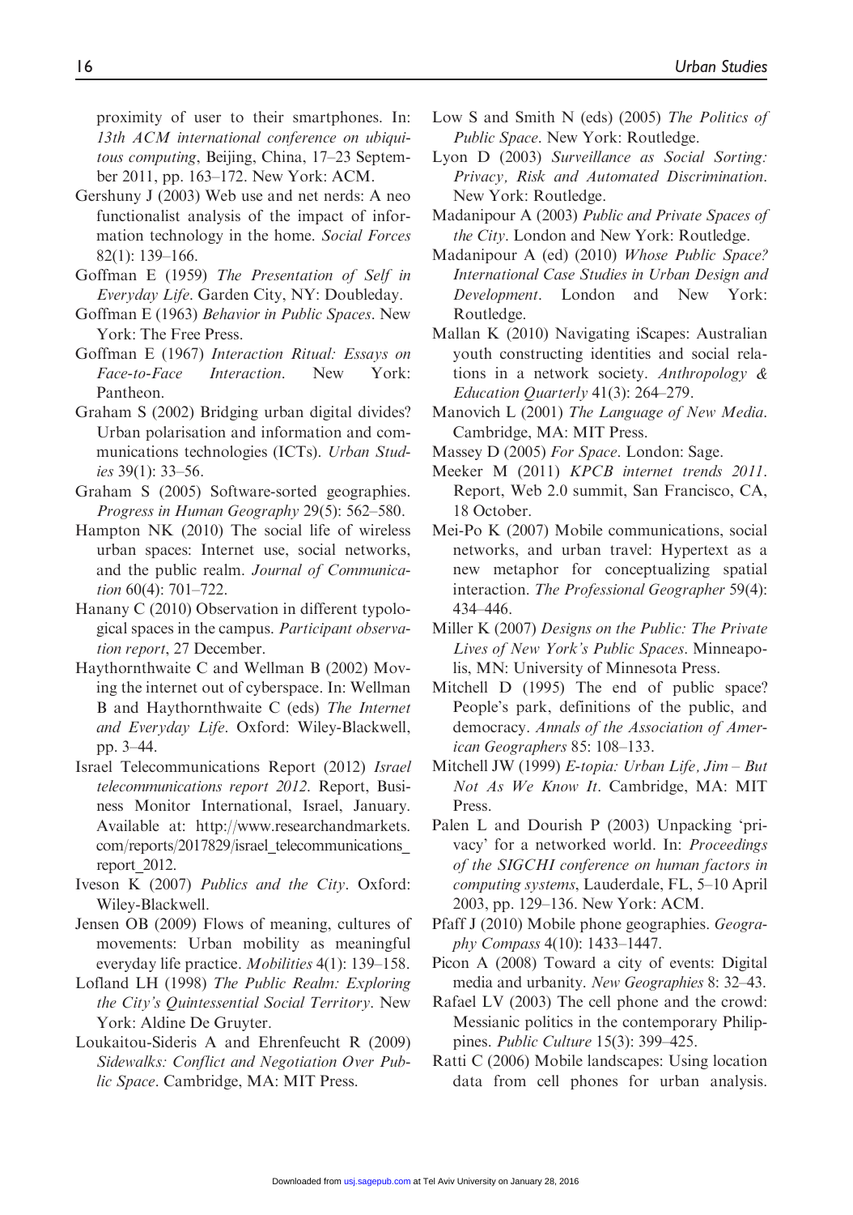proximity of user to their smartphones. In: *13th ACM international conference on ubiquitous computing*, Beijing, China, 17–23 September 2011, pp. 163–172. New York: ACM.

Gershuny J (2003) Web use and net nerds: A neo functionalist analysis of the impact of information technology in the home. *Social Forces* 82(1): 139–166.

Goffman E (1959) *The Presentation of Self in Everyday Life*. Garden City, NY: Doubleday.

Goffman E (1963) *Behavior in Public Spaces*. New York: The Free Press.

Goffman E (1967) *Interaction Ritual: Essays on Face-to-Face Interaction*. New York: Pantheon.

Graham S (2002) Bridging urban digital divides? Urban polarisation and information and communications technologies (ICTs). *Urban Studies* 39(1): 33–56.

Graham S (2005) Software-sorted geographies. *Progress in Human Geography* 29(5): 562–580.

Hampton NK (2010) The social life of wireless urban spaces: Internet use, social networks, and the public realm. *Journal of Communication* 60(4): 701–722.

Hanany C (2010) Observation in different typological spaces in the campus. *Participant observation report*, 27 December.

Haythornthwaite C and Wellman B (2002) Moving the internet out of cyberspace. In: Wellman B and Haythornthwaite C (eds) *The Internet and Everyday Life*. Oxford: Wiley-Blackwell, pp. 3–44.

Israel Telecommunications Report (2012) *Israel telecommunications report 2012*. Report, Business Monitor International, Israel, January. Available at: http://www.researchandmarkets.com/reports/2017829/israel_telecommunications_report_2012.

Iveson K (2007) *Publics and the City*. Oxford: Wiley-Blackwell.

Jensen OB (2009) Flows of meaning, cultures of movements: Urban mobility as meaningful everyday life practice. *Mobilities* 4(1): 139–158.

Lofland LH (1998) *The Public Realm: Exploring the City's Quintessential Social Territory*. New York: Aldine De Gruyter.

Loukaitou-Sideris A and Ehrenfeucht R (2009) *Sidewalks: Conflict and Negotiation Over Public Space*. Cambridge, MA: MIT Press.

Low S and Smith N (eds) (2005) *The Politics of Public Space*. New York: Routledge.

Lyon D (2003) *Surveillance as Social Sorting: Privacy, Risk and Automated Discrimination*. New York: Routledge.

Madanipour A (2003) *Public and Private Spaces of the City*. London and New York: Routledge.

Madanipour A (ed) (2010) *Whose Public Space? International Case Studies in Urban Design and Development*. London and New York: Routledge.

Mallan K (2010) Navigating iScapes: Australian youth constructing identities and social relations in a network society. *Anthropology & Education Quarterly* 41(3): 264–279.

Manovich L (2001) *The Language of New Media*. Cambridge, MA: MIT Press.

Massey D (2005) *For Space*. London: Sage.

Meeker M (2011) *KPCB internet trends 2011*. Report, Web 2.0 summit, San Francisco, CA, 18 October.

Mei-Po K (2007) Mobile communications, social networks, and urban travel: Hypertext as a new metaphor for conceptualizing spatial interaction. *The Professional Geographer* 59(4): 434–446.

Miller K (2007) *Designs on the Public: The Private Lives of New York's Public Spaces*. Minneapolis, MN: University of Minnesota Press.

Mitchell D (1995) The end of public space? People's park, definitions of the public, and democracy. *Annals of the Association of American Geographers* 85: 108–133.

Mitchell JW (1999) *E-topia: Urban Life, Jim – But Not As We Know It*. Cambridge, MA: MIT Press.

Palen L and Dourish P (2003) Unpacking 'privacy' for a networked world. In: *Proceedings of the SIGCHI conference on human factors in computing systems*, Lauderdale, FL, 5–10 April 2003, pp. 129–136. New York: ACM.

Pfaff J (2010) Mobile phone geographies. *Geography Compass* 4(10): 1433–1447.

Picon A (2008) Toward a city of events: Digital media and urbanity. *New Geographies* 8: 32–43.

Rafael LV (2003) The cell phone and the crowd: Messianic politics in the contemporary Philippines. *Public Culture* 15(3): 399–425.

Ratti C (2006) Mobile landscapes: Using location data from cell phones for urban analysis.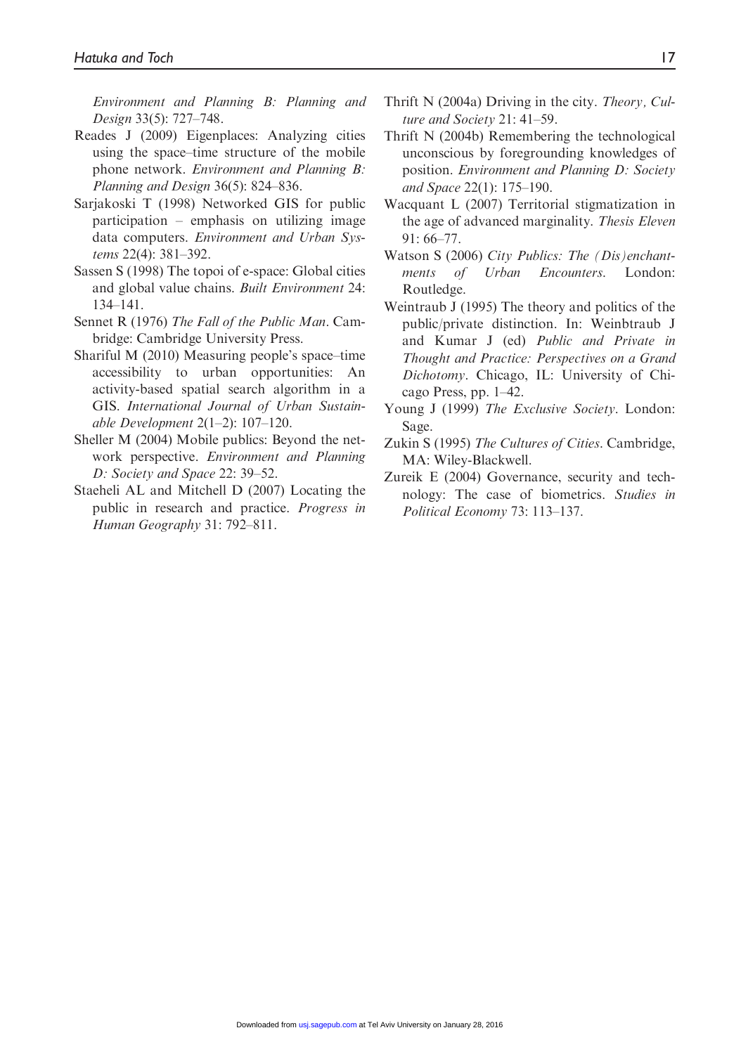*Environment and Planning B: Planning and Design* 33(5): 727–748.

Reades J (2009) Eigenplaces: Analyzing cities using the space–time structure of the mobile phone network. *Environment and Planning B: Planning and Design* 36(5): 824–836.

Sarjakoski T (1998) Networked GIS for public participation – emphasis on utilizing image data computers. *Environment and Urban Systems* 22(4): 381–392.

Sassen S (1998) The topoi of e-space: Global cities and global value chains. *Built Environment* 24: 134–141.

Sennet R (1976) *The Fall of the Public Man*. Cambridge: Cambridge University Press.

Shariful M (2010) Measuring people's space–time accessibility to urban opportunities: An activity-based spatial search algorithm in a GIS. *International Journal of Urban Sustainable Development* 2(1–2): 107–120.

Sheller M (2004) Mobile publics: Beyond the network perspective. *Environment and Planning D: Society and Space* 22: 39–52.

Staeheli AL and Mitchell D (2007) Locating the public in research and practice. *Progress in Human Geography* 31: 792–811.

Thrift N (2004a) Driving in the city. *Theory, Culture and Society* 21: 41–59.

Thrift N (2004b) Remembering the technological unconscious by foregrounding knowledges of position. *Environment and Planning D: Society and Space* 22(1): 175–190.

Wacquant L (2007) Territorial stigmatization in the age of advanced marginality. *Thesis Eleven* 91: 66–77.

Watson S (2006) *City Publics: The (Dis)enchantments of Urban Encounters*. London: Routledge.

Weintraub J (1995) The theory and politics of the public/private distinction. In: Weinbtraub J and Kumar J (ed) *Public and Private in Thought and Practice: Perspectives on a Grand Dichotomy*. Chicago, IL: University of Chicago Press, pp. 1–42.

Young J (1999) *The Exclusive Society*. London: Sage.

Zukin S (1995) *The Cultures of Cities*. Cambridge, MA: Wiley-Blackwell.

Zureik E (2004) Governance, security and technology: The case of biometrics. *Studies in Political Economy* 73: 113–137.